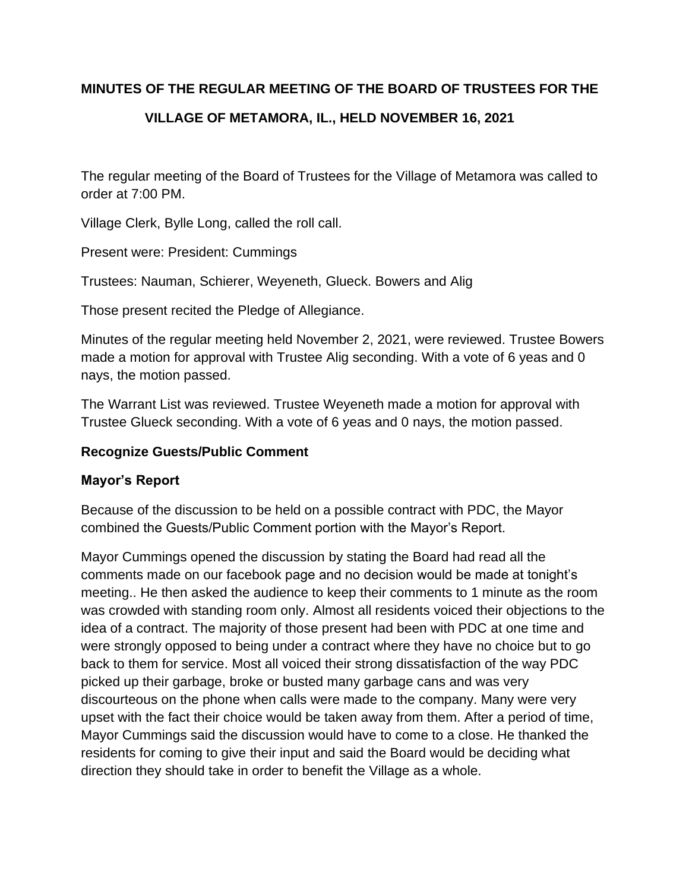**MINUTES OF THE REGULAR MEETING OF THE BOARD OF TRUSTEES FOR THE VILLAGE OF METAMORA, IL., HELD NOVEMBER 16, 2021**

The regular meeting of the Board of Trustees for the Village of Metamora was called to order at 7:00 PM.

Village Clerk, Bylle Long, called the roll call.

Present were: President: Cummings

Trustees: Nauman, Schierer, Weyeneth, Glueck. Bowers and Alig

Those present recited the Pledge of Allegiance.

Minutes of the regular meeting held November 2, 2021, were reviewed. Trustee Bowers made a motion for approval with Trustee Alig seconding. With a vote of 6 yeas and 0 nays, the motion passed.

The Warrant List was reviewed. Trustee Weyeneth made a motion for approval with Trustee Glueck seconding. With a vote of 6 yeas and 0 nays, the motion passed.

**Recognize Guests/Public Comment**

**Mayor's Report**

Because of the discussion to be held on a possible contract with PDC, the Mayor combined the Guests/Public Comment portion with the Mayor's Report.

Mayor Cummings opened the discussion by stating the Board had read all the comments made on our facebook page and no decision would be made at tonight's meeting.. He then asked the audience to keep their comments to 1 minute as the room was crowded with standing room only. Almost all residents voiced their objections to the idea of a contract. The majority of those present had been with PDC at one time and were strongly opposed to being under a contract where they have no choice but to go back to them for service. Most all voiced their strong dissatisfaction of the way PDC picked up their garbage, broke or busted many garbage cans and was very discourteous on the phone when calls were made to the company. Many were very upset with the fact their choice would be taken away from them. After a period of time, Mayor Cummings said the discussion would have to come to a close. He thanked the residents for coming to give their input and said the Board would be deciding what direction they should take in order to benefit the Village as a whole.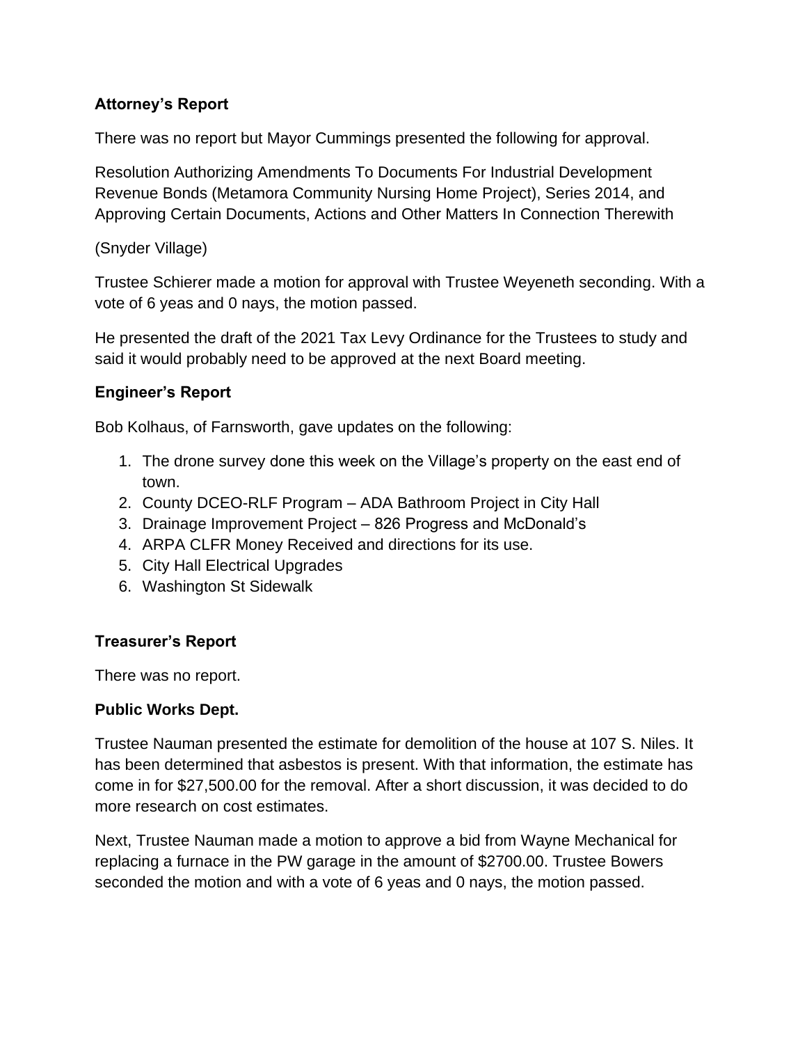### Attorney's Report

There was no report but Mayor Cummings presented the following for approval.

Resolution Authorizing Amendments To Documents For Industrial Development Revenue Bonds (Metamora Community Nursing Home Project), Series 2014, and Approving Certain Documents, Actions and Other Matters In Connection Therewith

(Snyder Village)

Trustee Schierer made a motion for approval with Trustee Weyeneth seconding. With a vote of 6 yeas and 0 nays, the motion passed.

He presented the draft of the 2021 Tax Levy Ordinance for the Trustees to study and said it would probably need to be approved at the next Board meeting.

### Engineer's Report

Bob Kolhaus, of Farnsworth, gave updates on the following:

1. The drone survey done this week on the Village's property on the east end of town.
2. County DCEO-RLF Program – ADA Bathroom Project in City Hall
3. Drainage Improvement Project – 826 Progress and McDonald's
4. ARPA CLFR Money Received and directions for its use.
5. City Hall Electrical Upgrades
6. Washington St Sidewalk

### Treasurer's Report

There was no report.

### Public Works Dept.

Trustee Nauman presented the estimate for demolition of the house at 107 S. Niles. It has been determined that asbestos is present. With that information, the estimate has come in for $27,500.00 for the removal. After a short discussion, it was decided to do more research on cost estimates.

Next, Trustee Nauman made a motion to approve a bid from Wayne Mechanical for replacing a furnace in the PW garage in the amount of $2700.00. Trustee Bowers seconded the motion and with a vote of 6 yeas and 0 nays, the motion passed.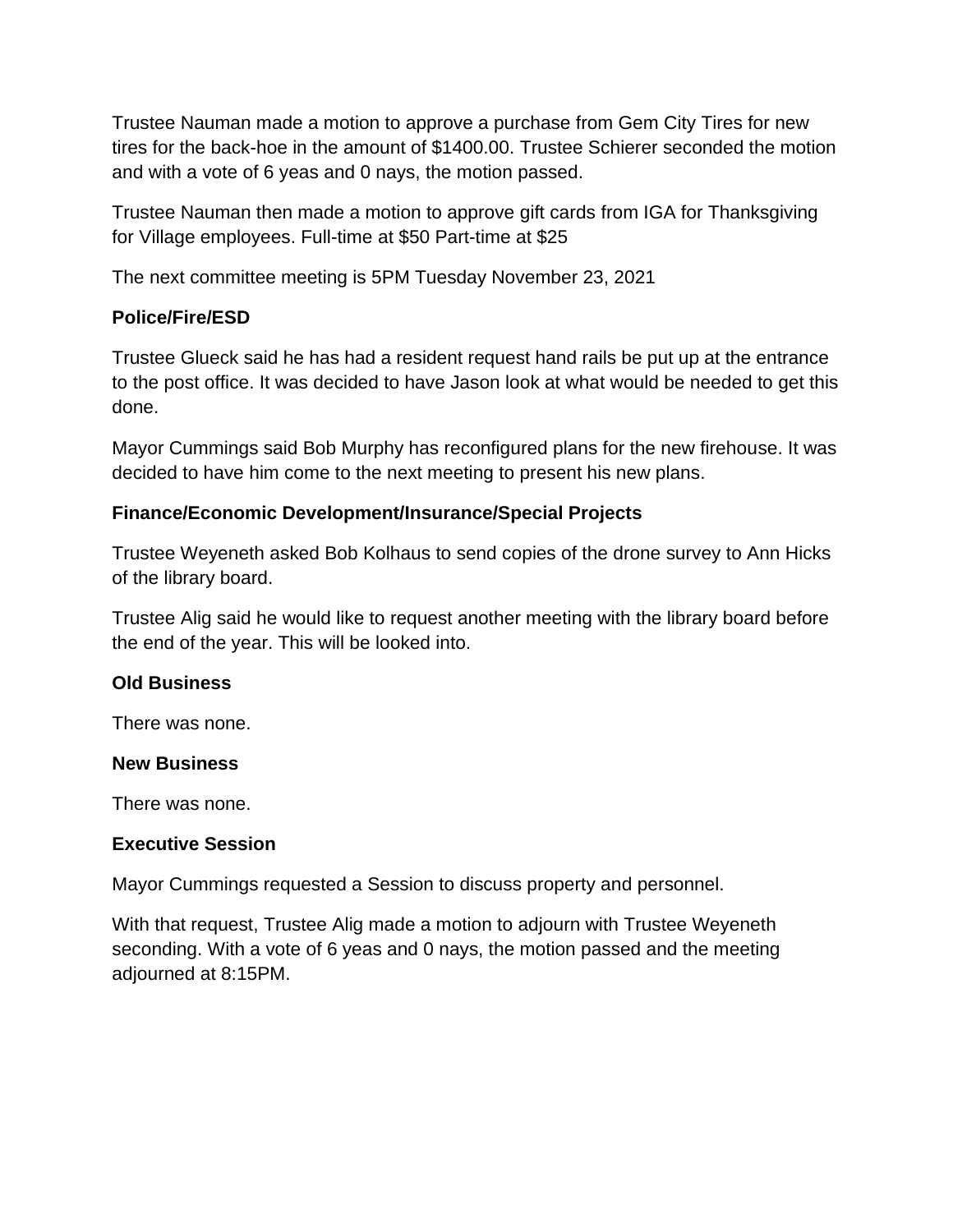Trustee Nauman made a motion to approve a purchase from Gem City Tires for new tires for the back-hoe in the amount of $1400.00. Trustee Schierer seconded the motion and with a vote of 6 yeas and 0 nays, the motion passed.

Trustee Nauman then made a motion to approve gift cards from IGA for Thanksgiving for Village employees. Full-time at $50 Part-time at $25

The next committee meeting is 5PM Tuesday November 23, 2021

**Police/Fire/ESD**

Trustee Glueck said he has had a resident request hand rails be put up at the entrance to the post office. It was decided to have Jason look at what would be needed to get this done.

Mayor Cummings said Bob Murphy has reconfigured plans for the new firehouse. It was decided to have him come to the next meeting to present his new plans.

**Finance/Economic Development/Insurance/Special Projects**

Trustee Weyeneth asked Bob Kolhaus to send copies of the drone survey to Ann Hicks of the library board.

Trustee Alig said he would like to request another meeting with the library board before the end of the year. This will be looked into.

**Old Business**

There was none.

**New Business**

There was none.

**Executive Session**

Mayor Cummings requested a Session to discuss property and personnel.

With that request, Trustee Alig made a motion to adjourn with Trustee Weyeneth seconding. With a vote of 6 yeas and 0 nays, the motion passed and the meeting adjourned at 8:15PM.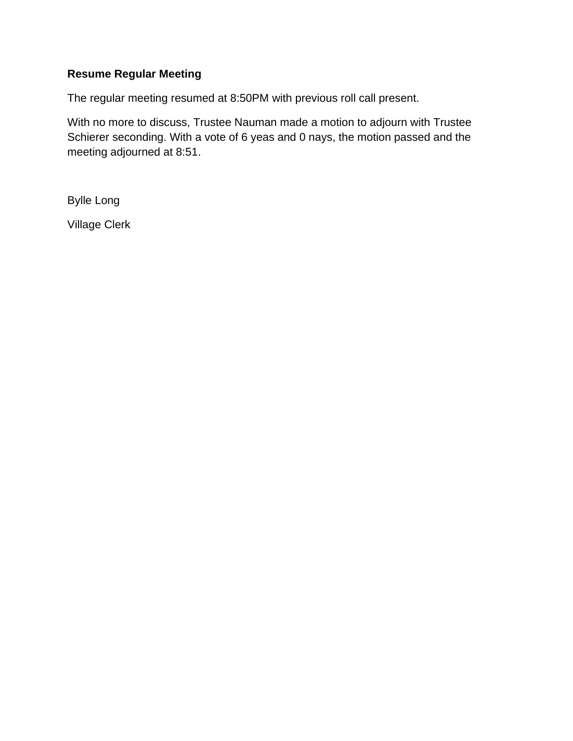**Resume Regular Meeting**

The regular meeting resumed at 8:50PM with previous roll call present.

With no more to discuss, Trustee Nauman made a motion to adjourn with Trustee Schierer seconding. With a vote of 6 yeas and 0 nays, the motion passed and the meeting adjourned at 8:51.

Bylle Long

Village Clerk